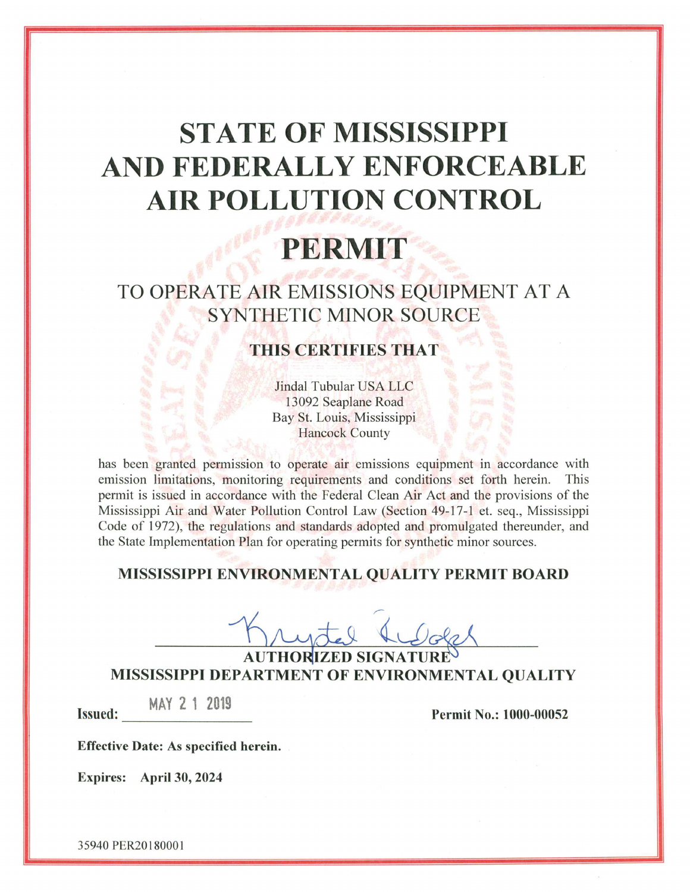# STATE OF MISSISSIPPI AND FEDERALLY ENFORCEABLE AIR POLLUTION CONTROL

# PERMIT

## TO OPERATE AIR EMISSIONS EQUIPMENT AT A SYNTHETIC MINOR SOURCE

### THIS CERTIFIES THAT

Jindal Tubular USA LLC
13092 Seaplane Road
Bay St. Louis, Mississippi
Hancock County

has been granted permission to operate air emissions equipment in accordance with emission limitations, monitoring requirements and conditions set forth herein. This permit is issued in accordance with the Federal Clean Air Act and the provisions of the Mississippi Air and Water Pollution Control Law (Section 49-17-1 et. seq., Mississippi Code of 1972), the regulations and standards adopted and promulgated thereunder, and the State Implementation Plan for operating permits for synthetic minor sources.

**MISSISSIPPI ENVIRONMENTAL QUALITY PERMIT BOARD**

Krystal Rudolph

**AUTHORIZED SIGNATURE**

**MISSISSIPPI DEPARTMENT OF ENVIRONMENTAL QUALITY**

**Issued:** MAY 21 2019

**Permit No.: 1000-00052**

**Effective Date: As specified herein.**

**Expires: April 30, 2024**

35940 PER20180001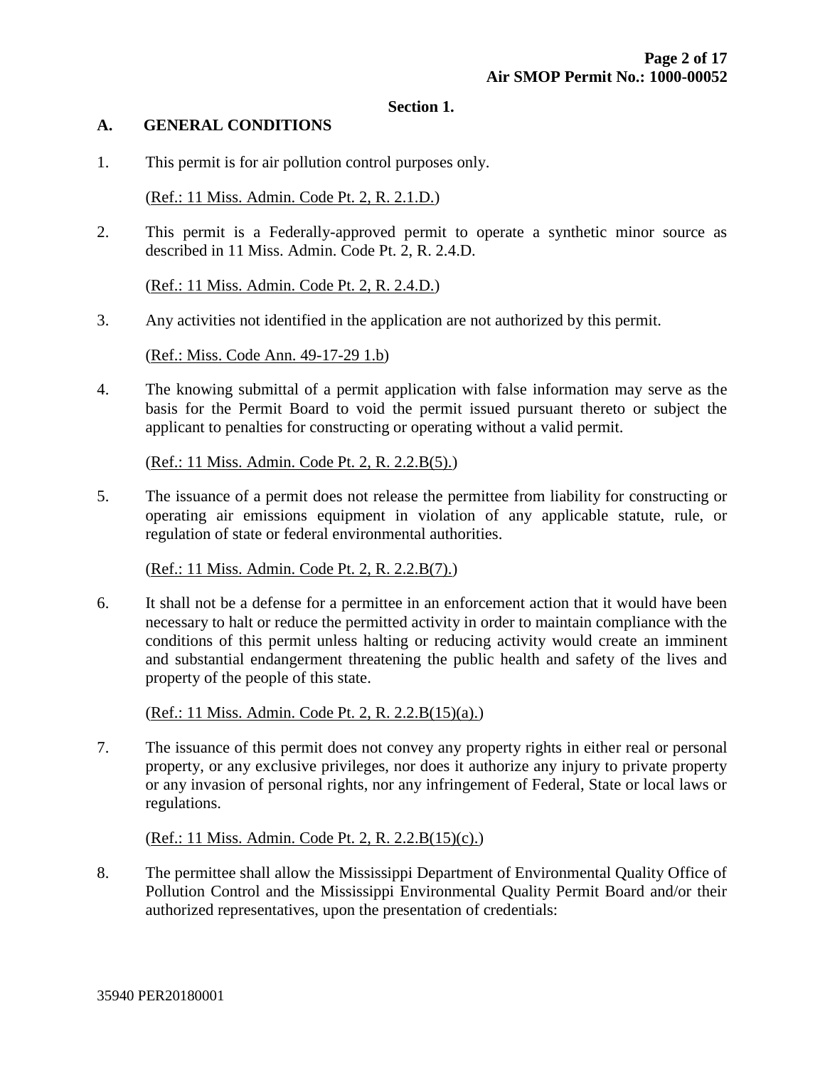## Section 1.

### A. GENERAL CONDITIONS

1. This permit is for air pollution control purposes only.

   (Ref.: 11 Miss. Admin. Code Pt. 2, R. 2.1.D.)

2. This permit is a Federally-approved permit to operate a synthetic minor source as described in 11 Miss. Admin. Code Pt. 2, R. 2.4.D.

   (Ref.: 11 Miss. Admin. Code Pt. 2, R. 2.4.D.)

3. Any activities not identified in the application are not authorized by this permit.

   (Ref.: Miss. Code Ann. 49-17-29 1.b)

4. The knowing submittal of a permit application with false information may serve as the basis for the Permit Board to void the permit issued pursuant thereto or subject the applicant to penalties for constructing or operating without a valid permit.

   (Ref.: 11 Miss. Admin. Code Pt. 2, R. 2.2.B(5).)

5. The issuance of a permit does not release the permittee from liability for constructing or operating air emissions equipment in violation of any applicable statute, rule, or regulation of state or federal environmental authorities.

   (Ref.: 11 Miss. Admin. Code Pt. 2, R. 2.2.B(7).)

6. It shall not be a defense for a permittee in an enforcement action that it would have been necessary to halt or reduce the permitted activity in order to maintain compliance with the conditions of this permit unless halting or reducing activity would create an imminent and substantial endangerment threatening the public health and safety of the lives and property of the people of this state.

   (Ref.: 11 Miss. Admin. Code Pt. 2, R. 2.2.B(15)(a).)

7. The issuance of this permit does not convey any property rights in either real or personal property, or any exclusive privileges, nor does it authorize any injury to private property or any invasion of personal rights, nor any infringement of Federal, State or local laws or regulations.

   (Ref.: 11 Miss. Admin. Code Pt. 2, R. 2.2.B(15)(c).)

8. The permittee shall allow the Mississippi Department of Environmental Quality Office of Pollution Control and the Mississippi Environmental Quality Permit Board and/or their authorized representatives, upon the presentation of credentials:

35940 PER20180001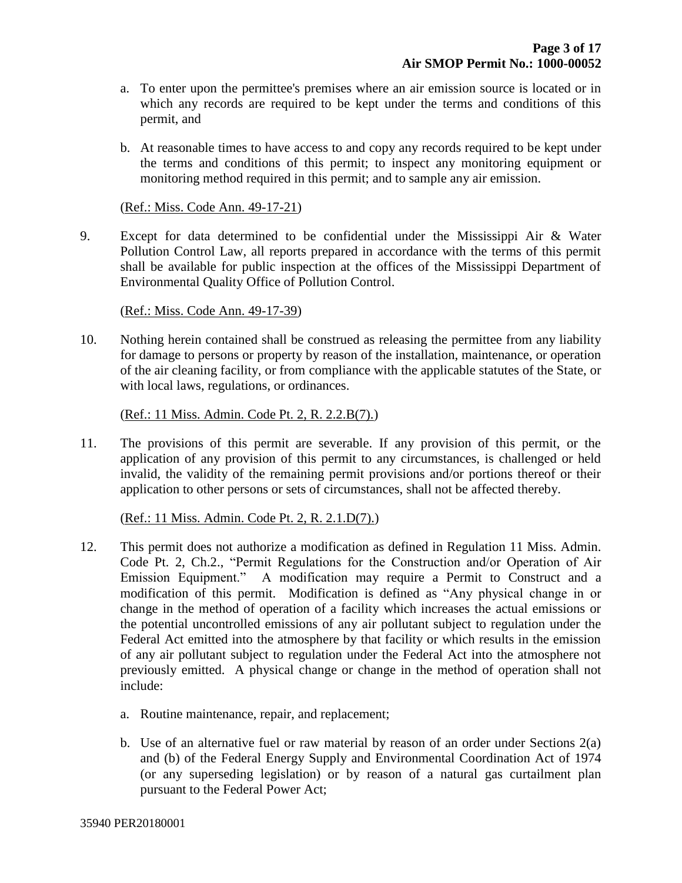a. To enter upon the permittee's premises where an air emission source is located or in which any records are required to be kept under the terms and conditions of this permit, and

b. At reasonable times to have access to and copy any records required to be kept under the terms and conditions of this permit; to inspect any monitoring equipment or monitoring method required in this permit; and to sample any air emission.

(Ref.: Miss. Code Ann. 49-17-21)

9. Except for data determined to be confidential under the Mississippi Air & Water Pollution Control Law, all reports prepared in accordance with the terms of this permit shall be available for public inspection at the offices of the Mississippi Department of Environmental Quality Office of Pollution Control.

   (Ref.: Miss. Code Ann. 49-17-39)

10. Nothing herein contained shall be construed as releasing the permittee from any liability for damage to persons or property by reason of the installation, maintenance, or operation of the air cleaning facility, or from compliance with the applicable statutes of the State, or with local laws, regulations, or ordinances.

    (Ref.: 11 Miss. Admin. Code Pt. 2, R. 2.2.B(7).)

11. The provisions of this permit are severable. If any provision of this permit, or the application of any provision of this permit to any circumstances, is challenged or held invalid, the validity of the remaining permit provisions and/or portions thereof or their application to other persons or sets of circumstances, shall not be affected thereby.

    (Ref.: 11 Miss. Admin. Code Pt. 2, R. 2.1.D(7).)

12. This permit does not authorize a modification as defined in Regulation 11 Miss. Admin. Code Pt. 2, Ch.2., "Permit Regulations for the Construction and/or Operation of Air Emission Equipment." A modification may require a Permit to Construct and a modification of this permit. Modification is defined as "Any physical change in or change in the method of operation of a facility which increases the actual emissions or the potential uncontrolled emissions of any air pollutant subject to regulation under the Federal Act emitted into the atmosphere by that facility or which results in the emission of any air pollutant subject to regulation under the Federal Act into the atmosphere not previously emitted. A physical change or change in the method of operation shall not include:

    a. Routine maintenance, repair, and replacement;

    b. Use of an alternative fuel or raw material by reason of an order under Sections 2(a) and (b) of the Federal Energy Supply and Environmental Coordination Act of 1974 (or any superseding legislation) or by reason of a natural gas curtailment plan pursuant to the Federal Power Act;

35940 PER20180001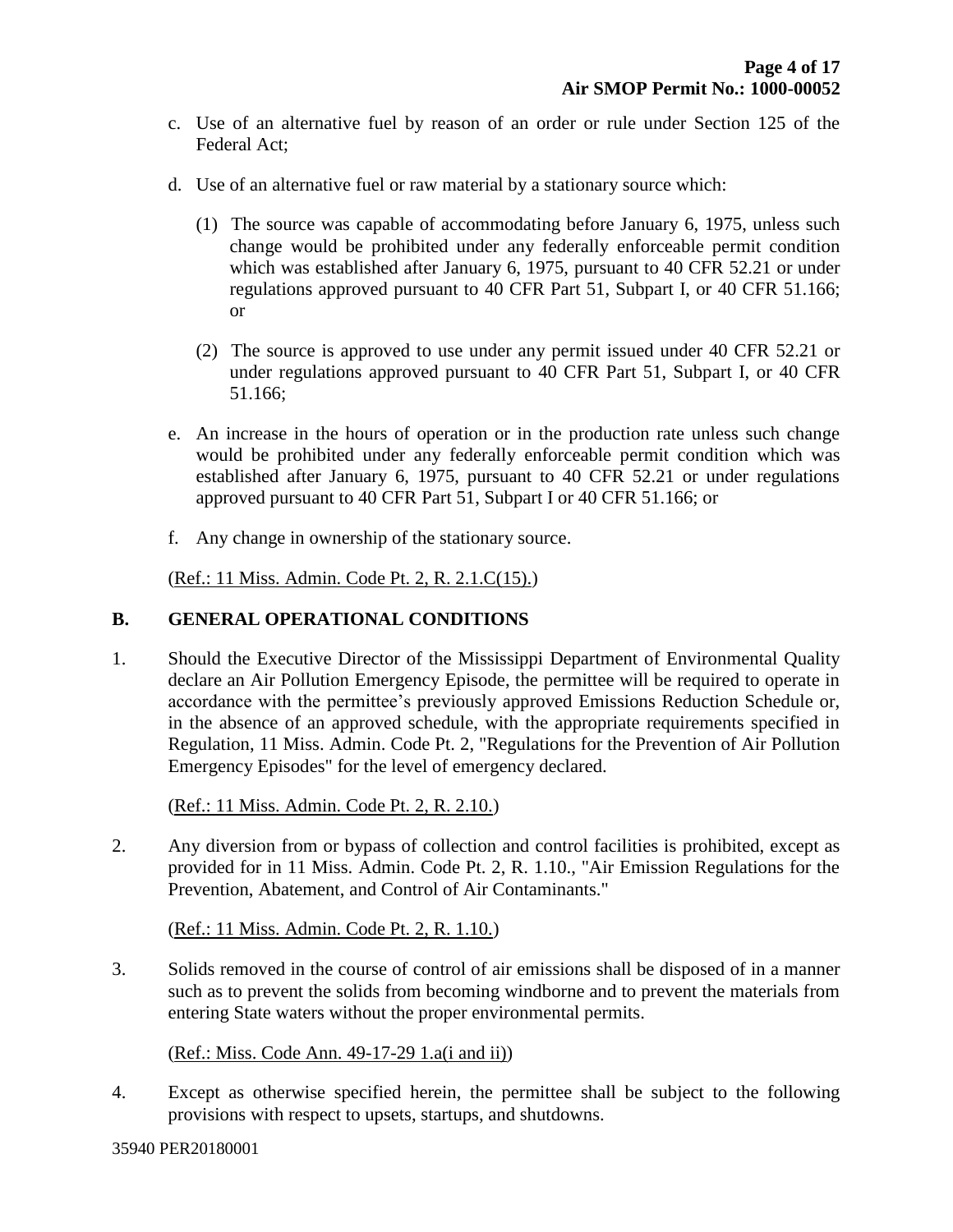c. Use of an alternative fuel by reason of an order or rule under Section 125 of the Federal Act;

d. Use of an alternative fuel or raw material by a stationary source which:

   (1) The source was capable of accommodating before January 6, 1975, unless such change would be prohibited under any federally enforceable permit condition which was established after January 6, 1975, pursuant to 40 CFR 52.21 or under regulations approved pursuant to 40 CFR Part 51, Subpart I, or 40 CFR 51.166; or

   (2) The source is approved to use under any permit issued under 40 CFR 52.21 or under regulations approved pursuant to 40 CFR Part 51, Subpart I, or 40 CFR 51.166;

e. An increase in the hours of operation or in the production rate unless such change would be prohibited under any federally enforceable permit condition which was established after January 6, 1975, pursuant to 40 CFR 52.21 or under regulations approved pursuant to 40 CFR Part 51, Subpart I or 40 CFR 51.166; or

f. Any change in ownership of the stationary source.

(Ref.: 11 Miss. Admin. Code Pt. 2, R. 2.1.C(15).)

## B. GENERAL OPERATIONAL CONDITIONS

1. Should the Executive Director of the Mississippi Department of Environmental Quality declare an Air Pollution Emergency Episode, the permittee will be required to operate in accordance with the permittee's previously approved Emissions Reduction Schedule or, in the absence of an approved schedule, with the appropriate requirements specified in Regulation, 11 Miss. Admin. Code Pt. 2, "Regulations for the Prevention of Air Pollution Emergency Episodes" for the level of emergency declared.

   (Ref.: 11 Miss. Admin. Code Pt. 2, R. 2.10.)

2. Any diversion from or bypass of collection and control facilities is prohibited, except as provided for in 11 Miss. Admin. Code Pt. 2, R. 1.10., "Air Emission Regulations for the Prevention, Abatement, and Control of Air Contaminants."

   (Ref.: 11 Miss. Admin. Code Pt. 2, R. 1.10.)

3. Solids removed in the course of control of air emissions shall be disposed of in a manner such as to prevent the solids from becoming windborne and to prevent the materials from entering State waters without the proper environmental permits.

   (Ref.: Miss. Code Ann. 49-17-29 1.a(i and ii))

4. Except as otherwise specified herein, the permittee shall be subject to the following provisions with respect to upsets, startups, and shutdowns.

35940 PER20180001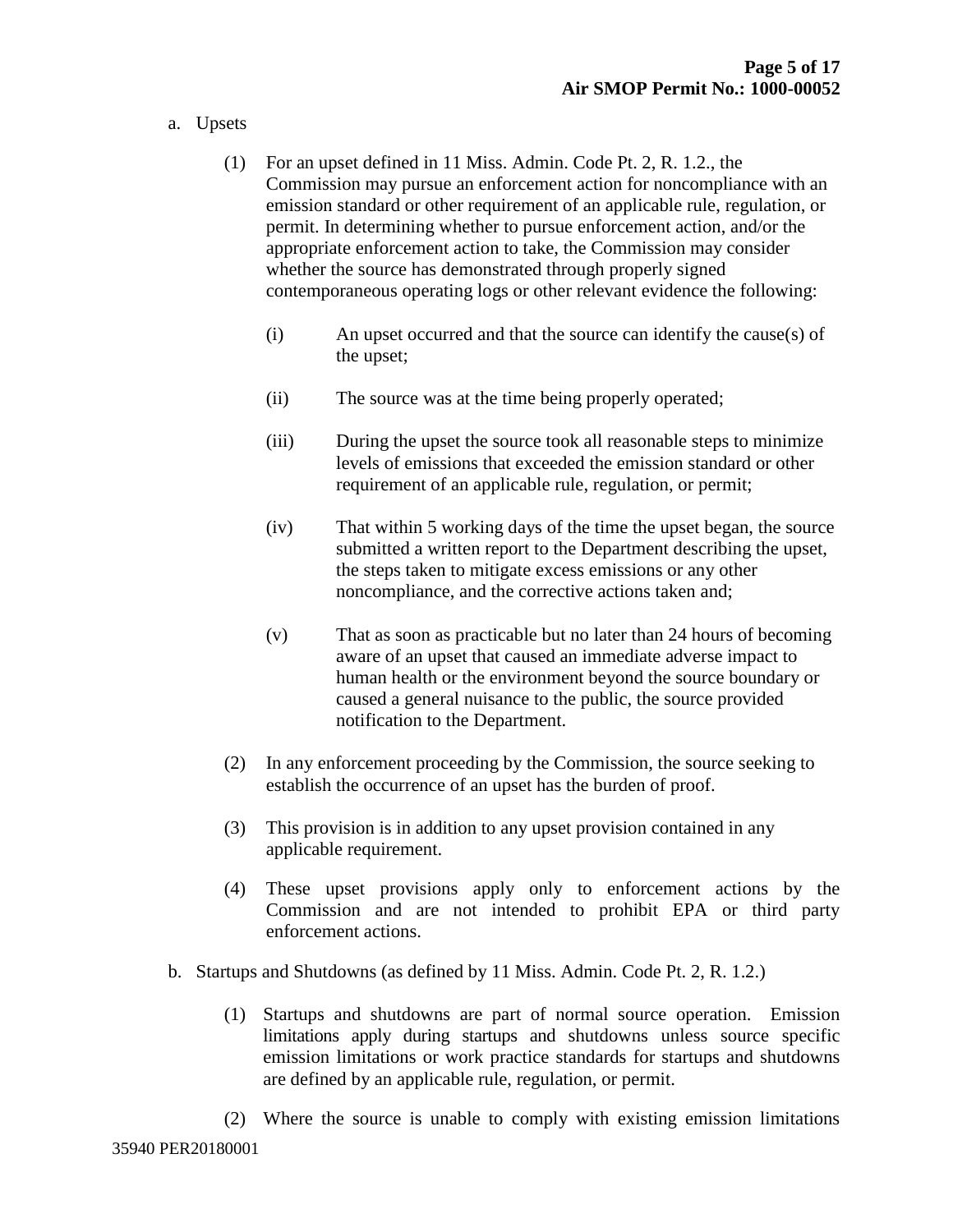a. Upsets

   (1) For an upset defined in 11 Miss. Admin. Code Pt. 2, R. 1.2., the Commission may pursue an enforcement action for noncompliance with an emission standard or other requirement of an applicable rule, regulation, or permit. In determining whether to pursue enforcement action, and/or the appropriate enforcement action to take, the Commission may consider whether the source has demonstrated through properly signed contemporaneous operating logs or other relevant evidence the following:

      (i) An upset occurred and that the source can identify the cause(s) of the upset;

      (ii) The source was at the time being properly operated;

      (iii) During the upset the source took all reasonable steps to minimize levels of emissions that exceeded the emission standard or other requirement of an applicable rule, regulation, or permit;

      (iv) That within 5 working days of the time the upset began, the source submitted a written report to the Department describing the upset, the steps taken to mitigate excess emissions or any other noncompliance, and the corrective actions taken and;

      (v) That as soon as practicable but no later than 24 hours of becoming aware of an upset that caused an immediate adverse impact to human health or the environment beyond the source boundary or caused a general nuisance to the public, the source provided notification to the Department.

   (2) In any enforcement proceeding by the Commission, the source seeking to establish the occurrence of an upset has the burden of proof.

   (3) This provision is in addition to any upset provision contained in any applicable requirement.

   (4) These upset provisions apply only to enforcement actions by the Commission and are not intended to prohibit EPA or third party enforcement actions.

b. Startups and Shutdowns (as defined by 11 Miss. Admin. Code Pt. 2, R. 1.2.)

   (1) Startups and shutdowns are part of normal source operation. Emission limitations apply during startups and shutdowns unless source specific emission limitations or work practice standards for startups and shutdowns are defined by an applicable rule, regulation, or permit.

   (2) Where the source is unable to comply with existing emission limitations

35940 PER20180001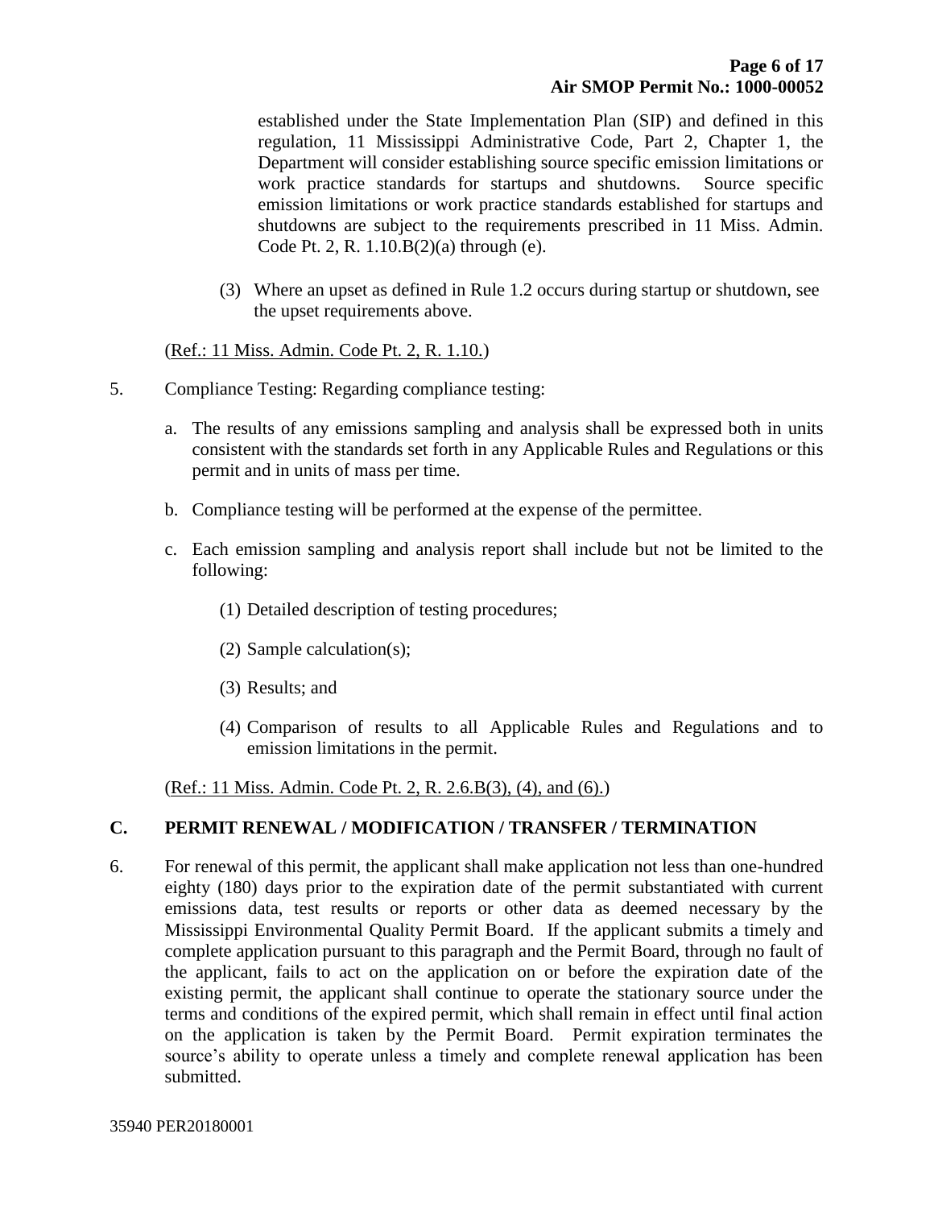established under the State Implementation Plan (SIP) and defined in this regulation, 11 Mississippi Administrative Code, Part 2, Chapter 1, the Department will consider establishing source specific emission limitations or work practice standards for startups and shutdowns. Source specific emission limitations or work practice standards established for startups and shutdowns are subject to the requirements prescribed in 11 Miss. Admin. Code Pt. 2, R. 1.10.B(2)(a) through (e).

(3) Where an upset as defined in Rule 1.2 occurs during startup or shutdown, see the upset requirements above.

(Ref.: 11 Miss. Admin. Code Pt. 2, R. 1.10.)

5. Compliance Testing: Regarding compliance testing:

   a. The results of any emissions sampling and analysis shall be expressed both in units consistent with the standards set forth in any Applicable Rules and Regulations or this permit and in units of mass per time.

   b. Compliance testing will be performed at the expense of the permittee.

   c. Each emission sampling and analysis report shall include but not be limited to the following:

      (1) Detailed description of testing procedures;

      (2) Sample calculation(s);

      (3) Results; and

      (4) Comparison of results to all Applicable Rules and Regulations and to emission limitations in the permit.

(Ref.: 11 Miss. Admin. Code Pt. 2, R. 2.6.B(3), (4), and (6).)

## C. PERMIT RENEWAL / MODIFICATION / TRANSFER / TERMINATION

6. For renewal of this permit, the applicant shall make application not less than one-hundred eighty (180) days prior to the expiration date of the permit substantiated with current emissions data, test results or reports or other data as deemed necessary by the Mississippi Environmental Quality Permit Board. If the applicant submits a timely and complete application pursuant to this paragraph and the Permit Board, through no fault of the applicant, fails to act on the application on or before the expiration date of the existing permit, the applicant shall continue to operate the stationary source under the terms and conditions of the expired permit, which shall remain in effect until final action on the application is taken by the Permit Board. Permit expiration terminates the source's ability to operate unless a timely and complete renewal application has been submitted.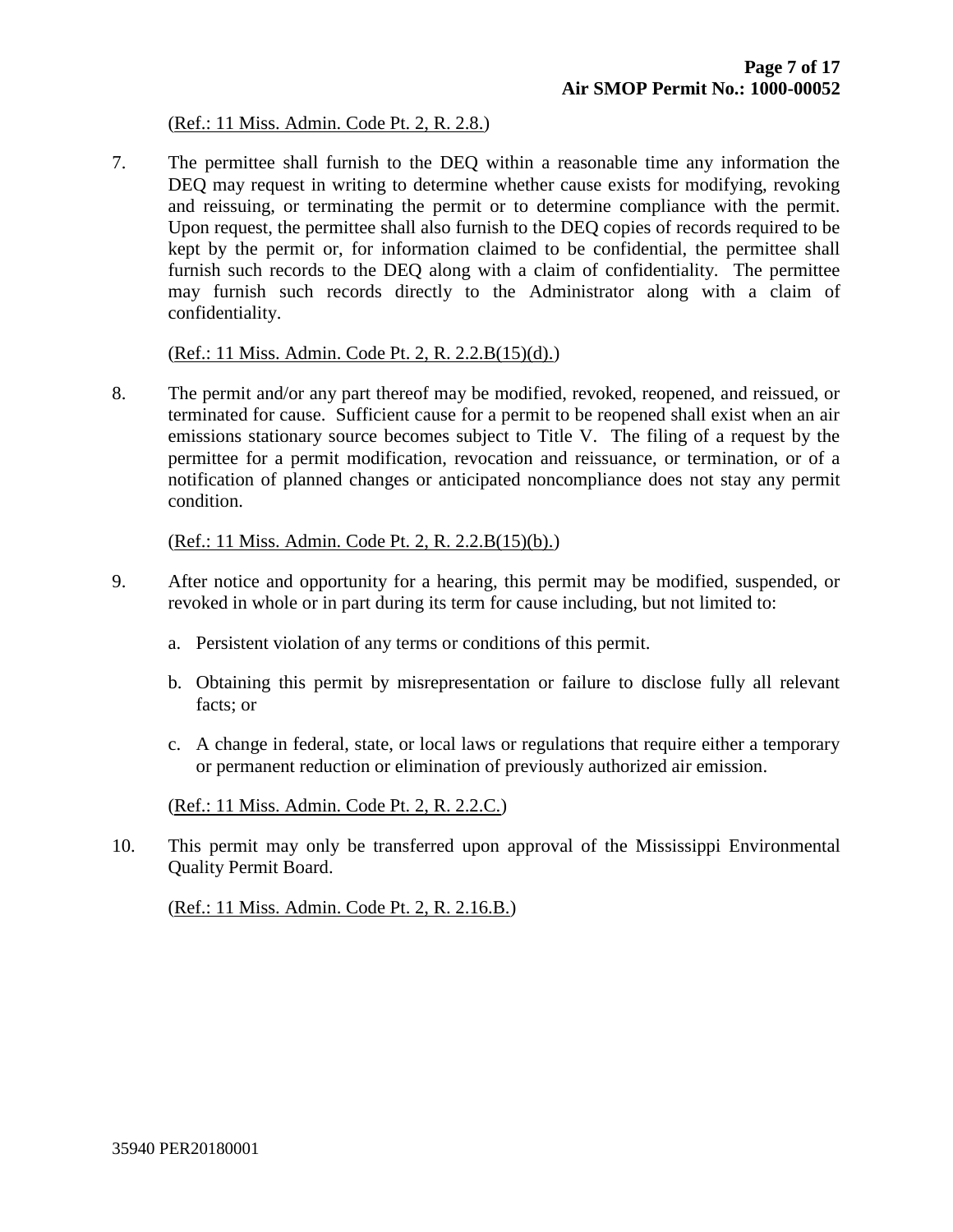(Ref.: 11 Miss. Admin. Code Pt. 2, R. 2.8.)

7. The permittee shall furnish to the DEQ within a reasonable time any information the DEQ may request in writing to determine whether cause exists for modifying, revoking and reissuing, or terminating the permit or to determine compliance with the permit. Upon request, the permittee shall also furnish to the DEQ copies of records required to be kept by the permit or, for information claimed to be confidential, the permittee shall furnish such records to the DEQ along with a claim of confidentiality. The permittee may furnish such records directly to the Administrator along with a claim of confidentiality.

   (Ref.: 11 Miss. Admin. Code Pt. 2, R. 2.2.B(15)(d).)

8. The permit and/or any part thereof may be modified, revoked, reopened, and reissued, or terminated for cause. Sufficient cause for a permit to be reopened shall exist when an air emissions stationary source becomes subject to Title V. The filing of a request by the permittee for a permit modification, revocation and reissuance, or termination, or of a notification of planned changes or anticipated noncompliance does not stay any permit condition.

   (Ref.: 11 Miss. Admin. Code Pt. 2, R. 2.2.B(15)(b).)

9. After notice and opportunity for a hearing, this permit may be modified, suspended, or revoked in whole or in part during its term for cause including, but not limited to:

   a. Persistent violation of any terms or conditions of this permit.

   b. Obtaining this permit by misrepresentation or failure to disclose fully all relevant facts; or

   c. A change in federal, state, or local laws or regulations that require either a temporary or permanent reduction or elimination of previously authorized air emission.

   (Ref.: 11 Miss. Admin. Code Pt. 2, R. 2.2.C.)

10. This permit may only be transferred upon approval of the Mississippi Environmental Quality Permit Board.

    (Ref.: 11 Miss. Admin. Code Pt. 2, R. 2.16.B.)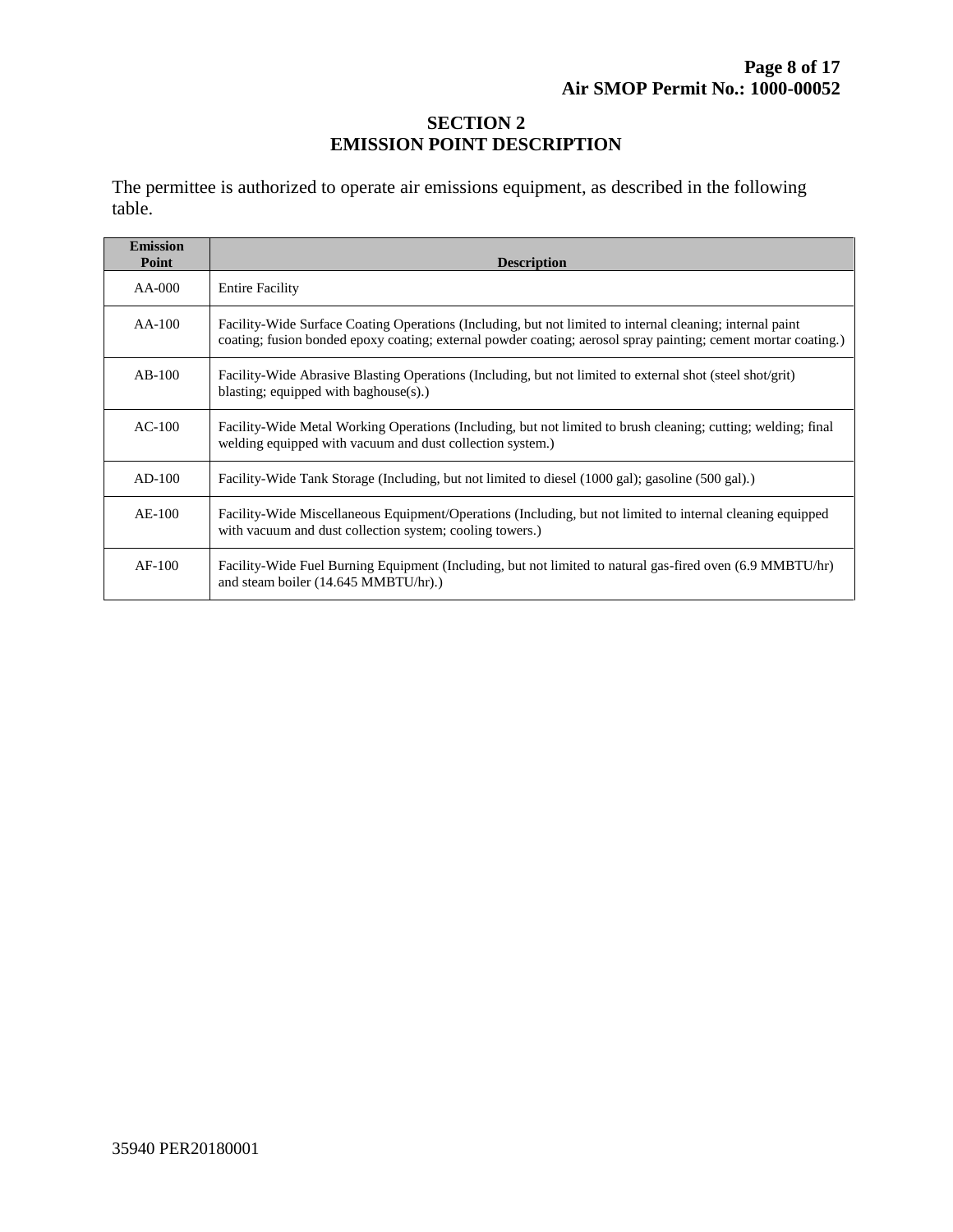## SECTION 2
## EMISSION POINT DESCRIPTION

The permittee is authorized to operate air emissions equipment, as described in the following table.

| Emission Point | Description |
|---|---|
| AA-000 | Entire Facility |
| AA-100 | Facility-Wide Surface Coating Operations (Including, but not limited to internal cleaning; internal paint coating; fusion bonded epoxy coating; external powder coating; aerosol spray painting; cement mortar coating.) |
| AB-100 | Facility-Wide Abrasive Blasting Operations (Including, but not limited to external shot (steel shot/grit) blasting; equipped with baghouse(s).) |
| AC-100 | Facility-Wide Metal Working Operations (Including, but not limited to brush cleaning; cutting; welding; final welding equipped with vacuum and dust collection system.) |
| AD-100 | Facility-Wide Tank Storage (Including, but not limited to diesel (1000 gal); gasoline (500 gal).) |
| AE-100 | Facility-Wide Miscellaneous Equipment/Operations (Including, but not limited to internal cleaning equipped with vacuum and dust collection system; cooling towers.) |
| AF-100 | Facility-Wide Fuel Burning Equipment (Including, but not limited to natural gas-fired oven (6.9 MMBTU/hr) and steam boiler (14.645 MMBTU/hr).) |

35940 PER20180001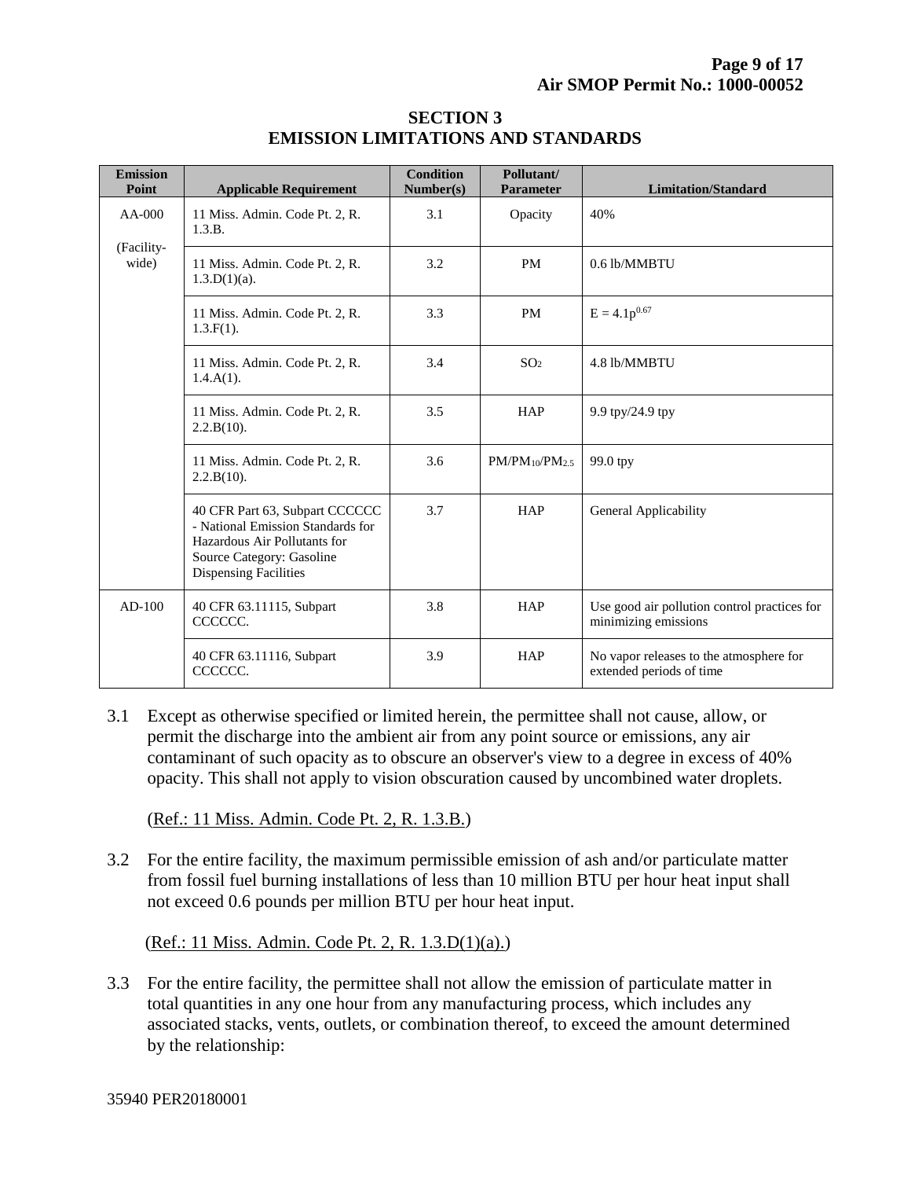## SECTION 3
## EMISSION LIMITATIONS AND STANDARDS

| Emission Point | Applicable Requirement | Condition Number(s) | Pollutant/ Parameter | Limitation/Standard |
|---|---|---|---|---|
| AA-000 (Facility-wide) | 11 Miss. Admin. Code Pt. 2, R. 1.3.B. | 3.1 | Opacity | 40% |
| | 11 Miss. Admin. Code Pt. 2, R. 1.3.D(1)(a). | 3.2 | PM | 0.6 lb/MMBTU |
| | 11 Miss. Admin. Code Pt. 2, R. 1.3.F(1). | 3.3 | PM | $E = 4.1p^{0.67}$ |
| | 11 Miss. Admin. Code Pt. 2, R. 1.4.A(1). | 3.4 | $SO_2$ | 4.8 lb/MMBTU |
| | 11 Miss. Admin. Code Pt. 2, R. 2.2.B(10). | 3.5 | HAP | 9.9 tpy/24.9 tpy |
| | 11 Miss. Admin. Code Pt. 2, R. 2.2.B(10). | 3.6 | $PM/PM_{10}/PM_{2.5}$ | 99.0 tpy |
| | 40 CFR Part 63, Subpart CCCCCC - National Emission Standards for Hazardous Air Pollutants for Source Category: Gasoline Dispensing Facilities | 3.7 | HAP | General Applicability |
| AD-100 | 40 CFR 63.11115, Subpart CCCCCC. | 3.8 | HAP | Use good air pollution control practices for minimizing emissions |
| | 40 CFR 63.11116, Subpart CCCCCC. | 3.9 | HAP | No vapor releases to the atmosphere for extended periods of time |

3.1 Except as otherwise specified or limited herein, the permittee shall not cause, allow, or permit the discharge into the ambient air from any point source or emissions, any air contaminant of such opacity as to obscure an observer's view to a degree in excess of 40% opacity. This shall not apply to vision obscuration caused by uncombined water droplets.

(Ref.: 11 Miss. Admin. Code Pt. 2, R. 1.3.B.)

3.2 For the entire facility, the maximum permissible emission of ash and/or particulate matter from fossil fuel burning installations of less than 10 million BTU per hour heat input shall not exceed 0.6 pounds per million BTU per hour heat input.

(Ref.: 11 Miss. Admin. Code Pt. 2, R. 1.3.D(1)(a).)

3.3 For the entire facility, the permittee shall not allow the emission of particulate matter in total quantities in any one hour from any manufacturing process, which includes any associated stacks, vents, outlets, or combination thereof, to exceed the amount determined by the relationship:

35940 PER20180001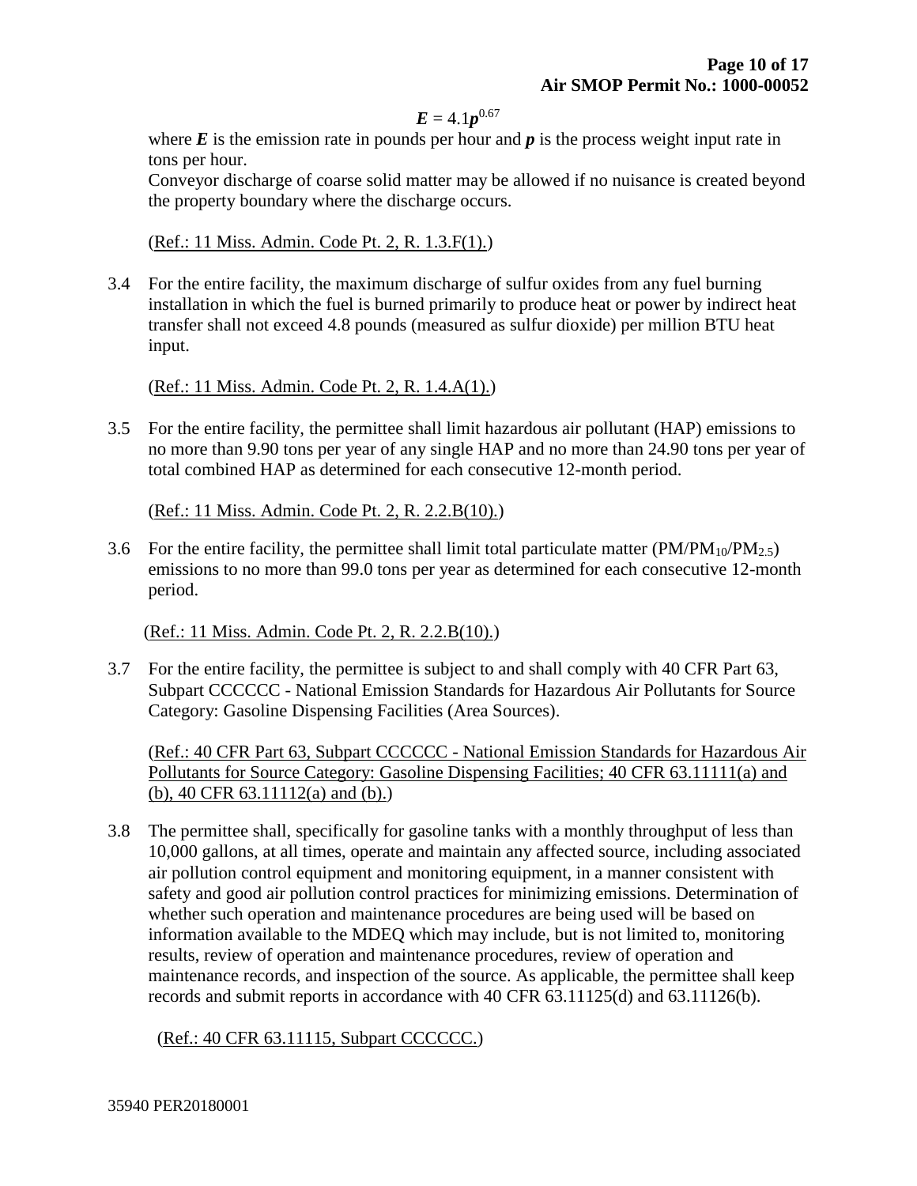$$E = 4.1p^{0.67}$$

where $E$ is the emission rate in pounds per hour and $p$ is the process weight input rate in tons per hour.

Conveyor discharge of coarse solid matter may be allowed if no nuisance is created beyond the property boundary where the discharge occurs.

(Ref.: 11 Miss. Admin. Code Pt. 2, R. 1.3.F(1).)

3.4 For the entire facility, the maximum discharge of sulfur oxides from any fuel burning installation in which the fuel is burned primarily to produce heat or power by indirect heat transfer shall not exceed 4.8 pounds (measured as sulfur dioxide) per million BTU heat input.

(Ref.: 11 Miss. Admin. Code Pt. 2, R. 1.4.A(1).)

3.5 For the entire facility, the permittee shall limit hazardous air pollutant (HAP) emissions to no more than 9.90 tons per year of any single HAP and no more than 24.90 tons per year of total combined HAP as determined for each consecutive 12-month period.

(Ref.: 11 Miss. Admin. Code Pt. 2, R. 2.2.B(10).)

3.6 For the entire facility, the permittee shall limit total particulate matter ($PM/PM_{10}/PM_{2.5}$) emissions to no more than 99.0 tons per year as determined for each consecutive 12-month period.

(Ref.: 11 Miss. Admin. Code Pt. 2, R. 2.2.B(10).)

3.7 For the entire facility, the permittee is subject to and shall comply with 40 CFR Part 63, Subpart CCCCCC - National Emission Standards for Hazardous Air Pollutants for Source Category: Gasoline Dispensing Facilities (Area Sources).

(Ref.: 40 CFR Part 63, Subpart CCCCCC - National Emission Standards for Hazardous Air Pollutants for Source Category: Gasoline Dispensing Facilities; 40 CFR 63.11111(a) and (b), 40 CFR 63.11112(a) and (b).)

3.8 The permittee shall, specifically for gasoline tanks with a monthly throughput of less than 10,000 gallons, at all times, operate and maintain any affected source, including associated air pollution control equipment and monitoring equipment, in a manner consistent with safety and good air pollution control practices for minimizing emissions. Determination of whether such operation and maintenance procedures are being used will be based on information available to the MDEQ which may include, but is not limited to, monitoring results, review of operation and maintenance procedures, review of operation and maintenance records, and inspection of the source. As applicable, the permittee shall keep records and submit reports in accordance with 40 CFR 63.11125(d) and 63.11126(b).

(Ref.: 40 CFR 63.11115, Subpart CCCCCC.)

35940 PER20180001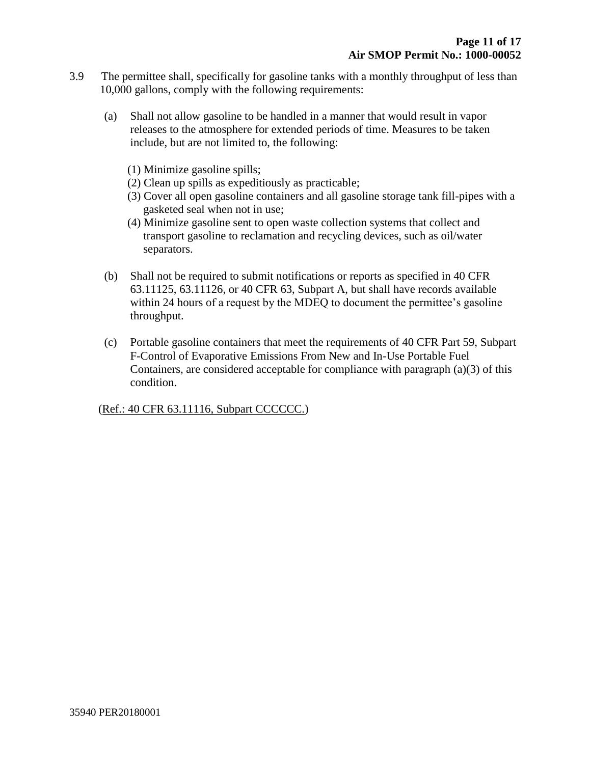3.9 The permittee shall, specifically for gasoline tanks with a monthly throughput of less than 10,000 gallons, comply with the following requirements:

(a) Shall not allow gasoline to be handled in a manner that would result in vapor releases to the atmosphere for extended periods of time. Measures to be taken include, but are not limited to, the following:

(1) Minimize gasoline spills;
(2) Clean up spills as expeditiously as practicable;
(3) Cover all open gasoline containers and all gasoline storage tank fill-pipes with a gasketed seal when not in use;
(4) Minimize gasoline sent to open waste collection systems that collect and transport gasoline to reclamation and recycling devices, such as oil/water separators.

(b) Shall not be required to submit notifications or reports as specified in 40 CFR 63.11125, 63.11126, or 40 CFR 63, Subpart A, but shall have records available within 24 hours of a request by the MDEQ to document the permittee's gasoline throughput.

(c) Portable gasoline containers that meet the requirements of 40 CFR Part 59, Subpart F-Control of Evaporative Emissions From New and In-Use Portable Fuel Containers, are considered acceptable for compliance with paragraph (a)(3) of this condition.

(Ref.: 40 CFR 63.11116, Subpart CCCCCC.)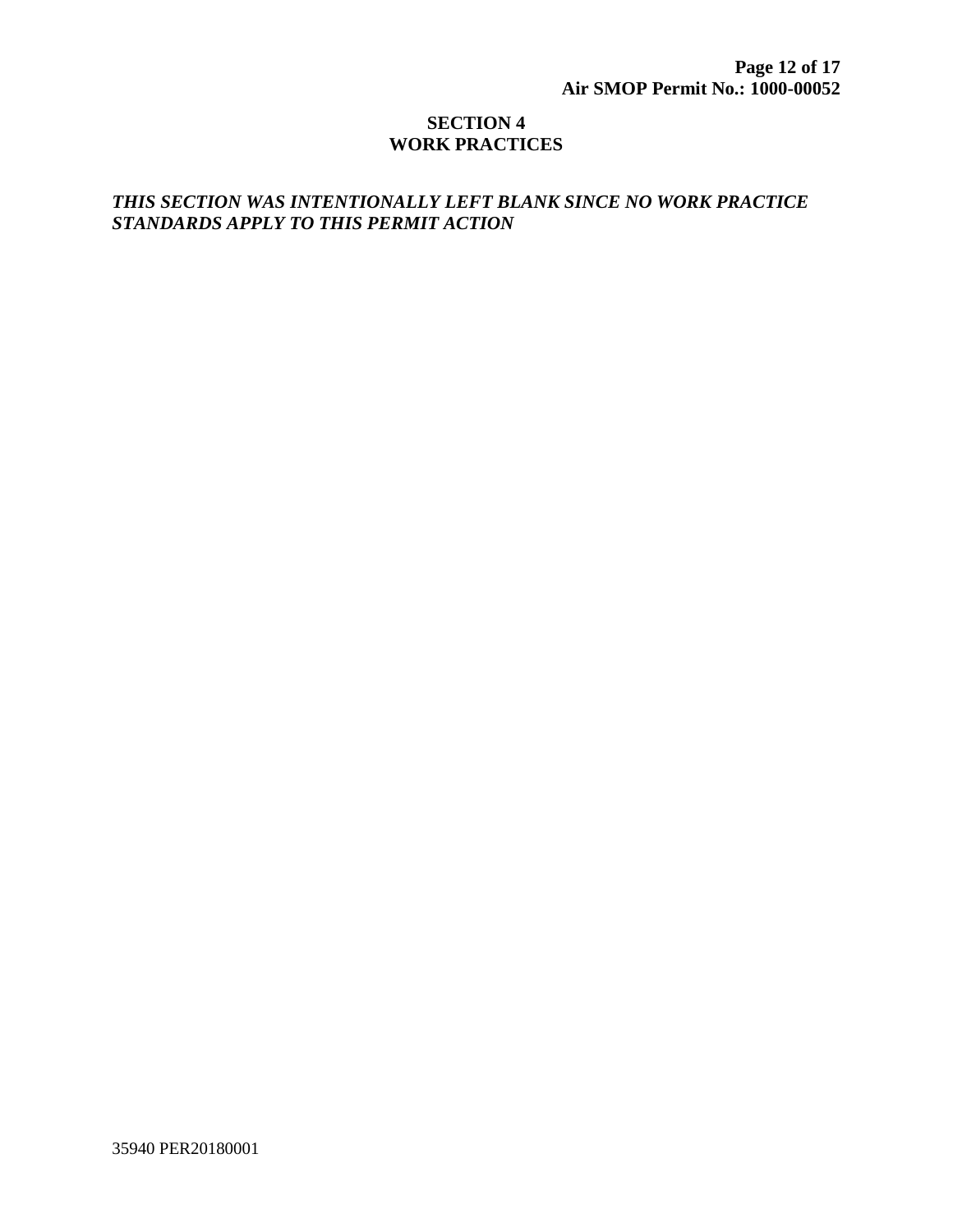# SECTION 4
# WORK PRACTICES

***THIS SECTION WAS INTENTIONALLY LEFT BLANK SINCE NO WORK PRACTICE STANDARDS APPLY TO THIS PERMIT ACTION***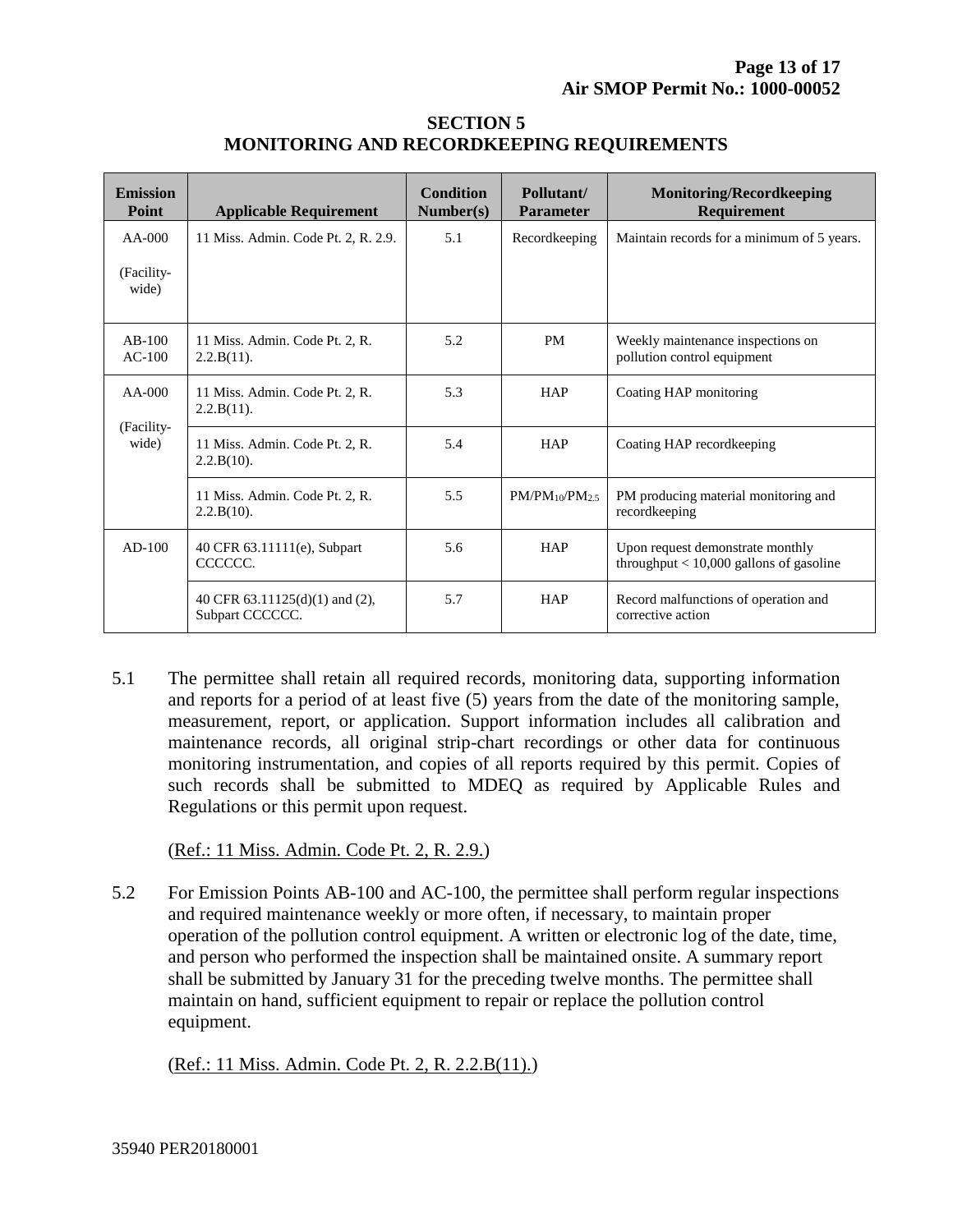## SECTION 5
## MONITORING AND RECORDKEEPING REQUIREMENTS

| Emission Point | Applicable Requirement | Condition Number(s) | Pollutant/ Parameter | Monitoring/Recordkeeping Requirement |
|---|---|---|---|---|
| AA-000 (Facility-wide) | 11 Miss. Admin. Code Pt. 2, R. 2.9. | 5.1 | Recordkeeping | Maintain records for a minimum of 5 years. |
| AB-100 AC-100 | 11 Miss. Admin. Code Pt. 2, R. 2.2.B(11). | 5.2 | PM | Weekly maintenance inspections on pollution control equipment |
| AA-000 (Facility-wide) | 11 Miss. Admin. Code Pt. 2, R. 2.2.B(11). | 5.3 | HAP | Coating HAP monitoring |
| | 11 Miss. Admin. Code Pt. 2, R. 2.2.B(10). | 5.4 | HAP | Coating HAP recordkeeping |
| | 11 Miss. Admin. Code Pt. 2, R. 2.2.B(10). | 5.5 | $PM/PM_{10}/PM_{2.5}$ | PM producing material monitoring and recordkeeping |
| AD-100 | 40 CFR 63.11111(e), Subpart CCCCCC. | 5.6 | HAP | Upon request demonstrate monthly throughput < 10,000 gallons of gasoline |
| | 40 CFR 63.11125(d)(1) and (2), Subpart CCCCCC. | 5.7 | HAP | Record malfunctions of operation and corrective action |

5.1 The permittee shall retain all required records, monitoring data, supporting information and reports for a period of at least five (5) years from the date of the monitoring sample, measurement, report, or application. Support information includes all calibration and maintenance records, all original strip-chart recordings or other data for continuous monitoring instrumentation, and copies of all reports required by this permit. Copies of such records shall be submitted to MDEQ as required by Applicable Rules and Regulations or this permit upon request.

(Ref.: 11 Miss. Admin. Code Pt. 2, R. 2.9.)

5.2 For Emission Points AB-100 and AC-100, the permittee shall perform regular inspections and required maintenance weekly or more often, if necessary, to maintain proper operation of the pollution control equipment. A written or electronic log of the date, time, and person who performed the inspection shall be maintained onsite. A summary report shall be submitted by January 31 for the preceding twelve months. The permittee shall maintain on hand, sufficient equipment to repair or replace the pollution control equipment.

(Ref.: 11 Miss. Admin. Code Pt. 2, R. 2.2.B(11).)

35940 PER20180001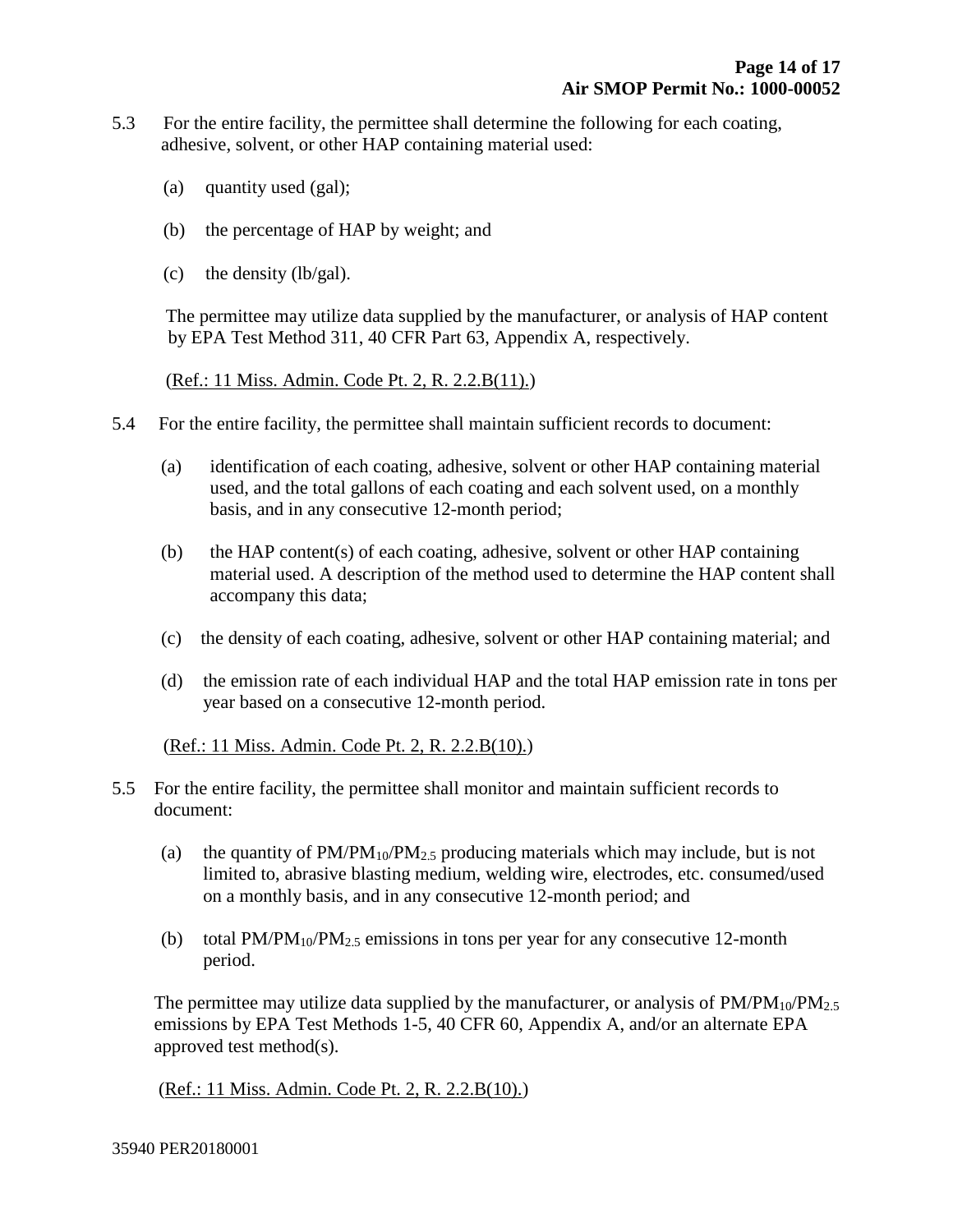5.3 For the entire facility, the permittee shall determine the following for each coating, adhesive, solvent, or other HAP containing material used:

(a) quantity used (gal);

(b) the percentage of HAP by weight; and

(c) the density (lb/gal).

The permittee may utilize data supplied by the manufacturer, or analysis of HAP content by EPA Test Method 311, 40 CFR Part 63, Appendix A, respectively.

(Ref.: 11 Miss. Admin. Code Pt. 2, R. 2.2.B(11).)

5.4 For the entire facility, the permittee shall maintain sufficient records to document:

(a) identification of each coating, adhesive, solvent or other HAP containing material used, and the total gallons of each coating and each solvent used, on a monthly basis, and in any consecutive 12-month period;

(b) the HAP content(s) of each coating, adhesive, solvent or other HAP containing material used. A description of the method used to determine the HAP content shall accompany this data;

(c) the density of each coating, adhesive, solvent or other HAP containing material; and

(d) the emission rate of each individual HAP and the total HAP emission rate in tons per year based on a consecutive 12-month period.

(Ref.: 11 Miss. Admin. Code Pt. 2, R. 2.2.B(10).)

5.5 For the entire facility, the permittee shall monitor and maintain sufficient records to document:

(a) the quantity of $PM/PM_{10}/PM_{2.5}$ producing materials which may include, but is not limited to, abrasive blasting medium, welding wire, electrodes, etc. consumed/used on a monthly basis, and in any consecutive 12-month period; and

(b) total $PM/PM_{10}/PM_{2.5}$ emissions in tons per year for any consecutive 12-month period.

The permittee may utilize data supplied by the manufacturer, or analysis of $PM/PM_{10}/PM_{2.5}$ emissions by EPA Test Methods 1-5, 40 CFR 60, Appendix A, and/or an alternate EPA approved test method(s).

(Ref.: 11 Miss. Admin. Code Pt. 2, R. 2.2.B(10).)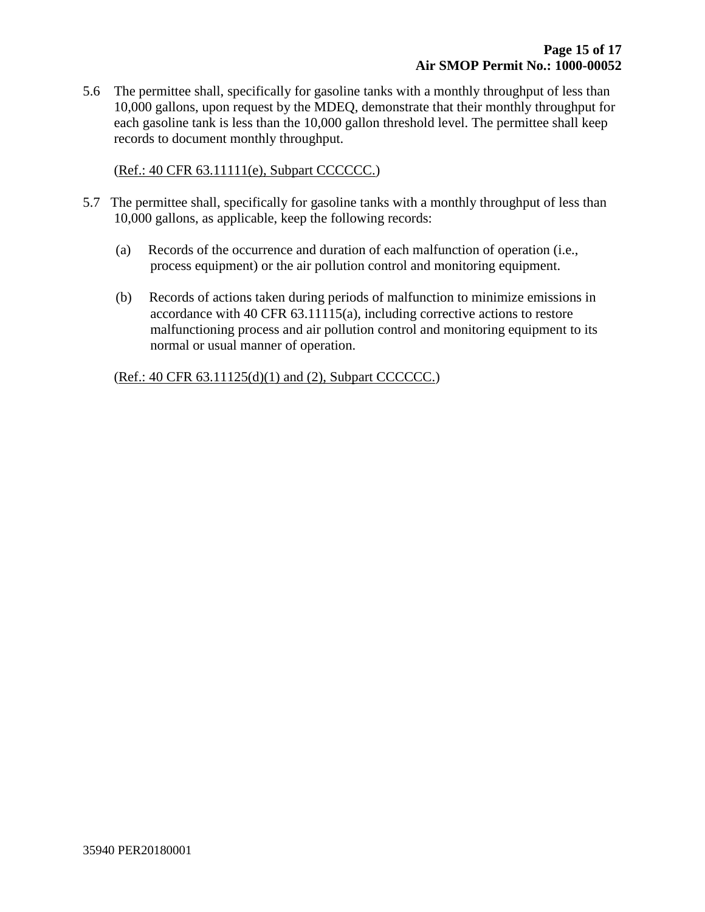5.6 The permittee shall, specifically for gasoline tanks with a monthly throughput of less than 10,000 gallons, upon request by the MDEQ, demonstrate that their monthly throughput for each gasoline tank is less than the 10,000 gallon threshold level. The permittee shall keep records to document monthly throughput.

(Ref.: 40 CFR 63.11111(e), Subpart CCCCCC.)

5.7 The permittee shall, specifically for gasoline tanks with a monthly throughput of less than 10,000 gallons, as applicable, keep the following records:

(a) Records of the occurrence and duration of each malfunction of operation (i.e., process equipment) or the air pollution control and monitoring equipment.

(b) Records of actions taken during periods of malfunction to minimize emissions in accordance with 40 CFR 63.11115(a), including corrective actions to restore malfunctioning process and air pollution control and monitoring equipment to its normal or usual manner of operation.

(Ref.: 40 CFR 63.11125(d)(1) and (2), Subpart CCCCCC.)

35940 PER20180001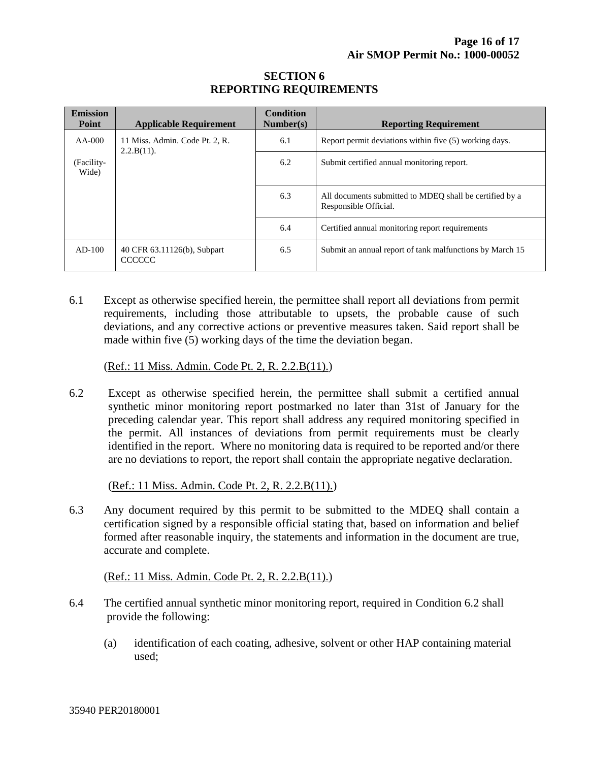# SECTION 6
# REPORTING REQUIREMENTS

| Emission Point | Applicable Requirement | Condition Number(s) | Reporting Requirement |
|---|---|---|---|
| AA-000 (Facility-Wide) | 11 Miss. Admin. Code Pt. 2, R. 2.2.B(11). | 6.1 | Report permit deviations within five (5) working days. |
| | | 6.2 | Submit certified annual monitoring report. |
| | | 6.3 | All documents submitted to MDEQ shall be certified by a Responsible Official. |
| | | 6.4 | Certified annual monitoring report requirements |
| AD-100 | 40 CFR 63.11126(b), Subpart CCCCCC | 6.5 | Submit an annual report of tank malfunctions by March 15 |

6.1 Except as otherwise specified herein, the permittee shall report all deviations from permit requirements, including those attributable to upsets, the probable cause of such deviations, and any corrective actions or preventive measures taken. Said report shall be made within five (5) working days of the time the deviation began.

(Ref.: 11 Miss. Admin. Code Pt. 2, R. 2.2.B(11).)

6.2 Except as otherwise specified herein, the permittee shall submit a certified annual synthetic minor monitoring report postmarked no later than 31st of January for the preceding calendar year. This report shall address any required monitoring specified in the permit. All instances of deviations from permit requirements must be clearly identified in the report. Where no monitoring data is required to be reported and/or there are no deviations to report, the report shall contain the appropriate negative declaration.

(Ref.: 11 Miss. Admin. Code Pt. 2, R. 2.2.B(11).)

6.3 Any document required by this permit to be submitted to the MDEQ shall contain a certification signed by a responsible official stating that, based on information and belief formed after reasonable inquiry, the statements and information in the document are true, accurate and complete.

(Ref.: 11 Miss. Admin. Code Pt. 2, R. 2.2.B(11).)

6.4 The certified annual synthetic minor monitoring report, required in Condition 6.2 shall provide the following:

(a) identification of each coating, adhesive, solvent or other HAP containing material used;

35940 PER20180001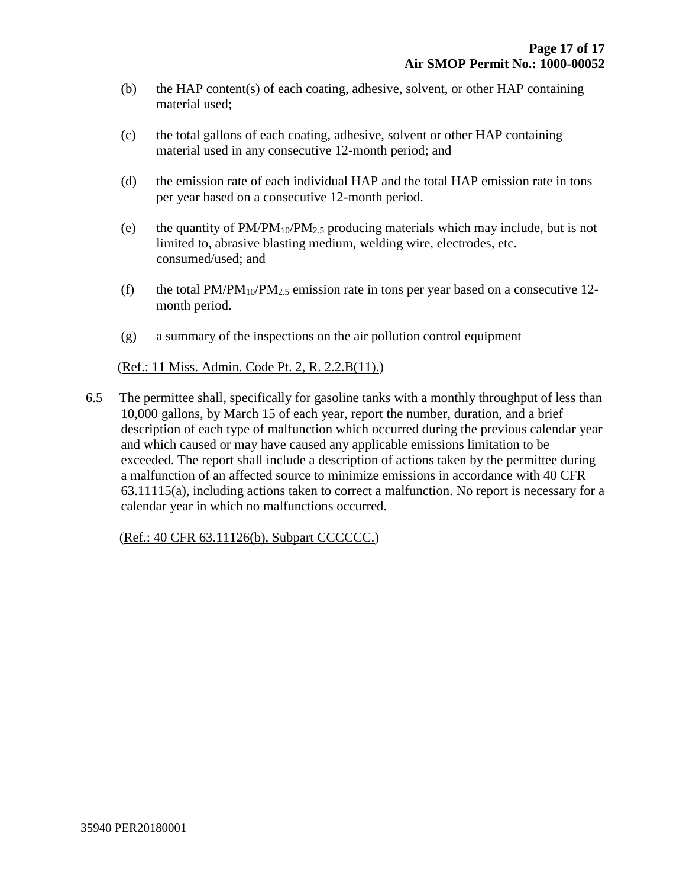(b) the HAP content(s) of each coating, adhesive, solvent, or other HAP containing material used;

(c) the total gallons of each coating, adhesive, solvent or other HAP containing material used in any consecutive 12-month period; and

(d) the emission rate of each individual HAP and the total HAP emission rate in tons per year based on a consecutive 12-month period.

(e) the quantity of $PM/PM_{10}/PM_{2.5}$ producing materials which may include, but is not limited to, abrasive blasting medium, welding wire, electrodes, etc. consumed/used; and

(f) the total $PM/PM_{10}/PM_{2.5}$ emission rate in tons per year based on a consecutive 12-month period.

(g) a summary of the inspections on the air pollution control equipment

(Ref.: 11 Miss. Admin. Code Pt. 2, R. 2.2.B(11).)

6.5 The permittee shall, specifically for gasoline tanks with a monthly throughput of less than 10,000 gallons, by March 15 of each year, report the number, duration, and a brief description of each type of malfunction which occurred during the previous calendar year and which caused or may have caused any applicable emissions limitation to be exceeded. The report shall include a description of actions taken by the permittee during a malfunction of an affected source to minimize emissions in accordance with 40 CFR 63.11115(a), including actions taken to correct a malfunction. No report is necessary for a calendar year in which no malfunctions occurred.

(Ref.: 40 CFR 63.11126(b), Subpart CCCCCC.)

35940 PER20180001